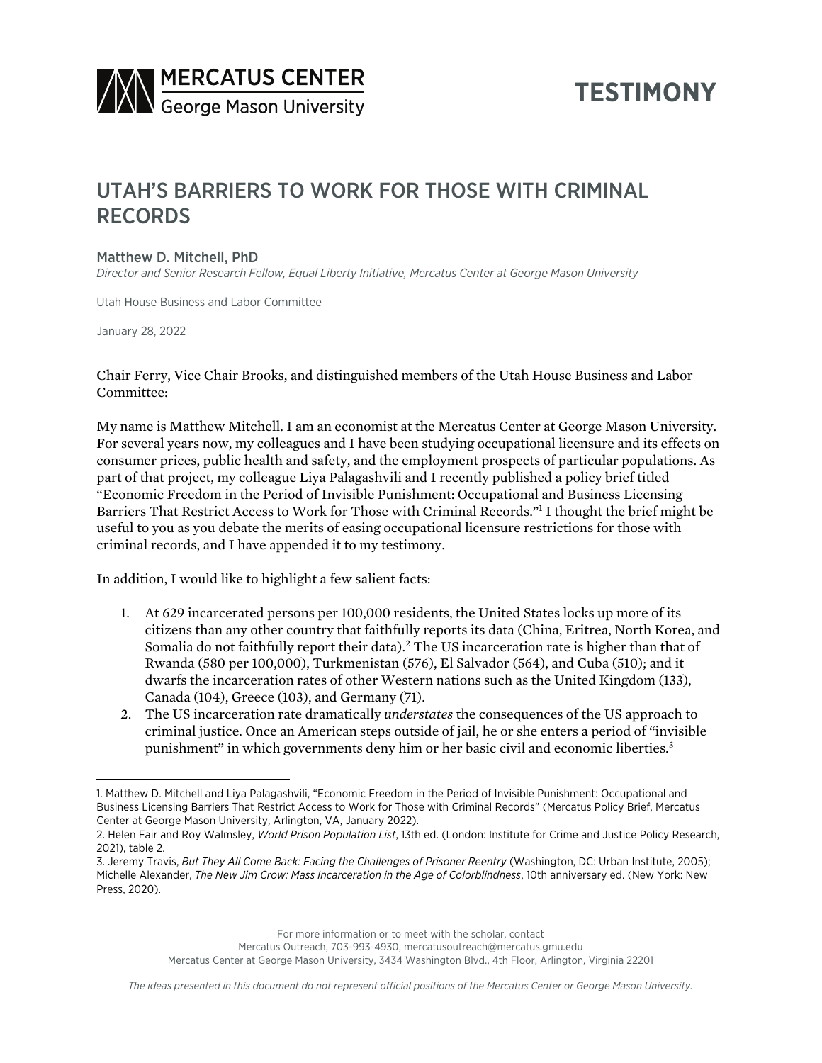MERCATUS CENTER
George Mason University

TESTIMONY

# UTAH'S BARRIERS TO WORK FOR THOSE WITH CRIMINAL RECORDS

Matthew D. Mitchell, PhD

*Director and Senior Research Fellow, Equal Liberty Initiative, Mercatus Center at George Mason University*

Utah House Business and Labor Committee

January 28, 2022

Chair Ferry, Vice Chair Brooks, and distinguished members of the Utah House Business and Labor Committee:

My name is Matthew Mitchell. I am an economist at the Mercatus Center at George Mason University. For several years now, my colleagues and I have been studying occupational licensure and its effects on consumer prices, public health and safety, and the employment prospects of particular populations. As part of that project, my colleague Liya Palagashvili and I recently published a policy brief titled "Economic Freedom in the Period of Invisible Punishment: Occupational and Business Licensing Barriers That Restrict Access to Work for Those with Criminal Records."[1] I thought the brief might be useful to you as you debate the merits of easing occupational licensure restrictions for those with criminal records, and I have appended it to my testimony.

In addition, I would like to highlight a few salient facts:

1. At 629 incarcerated persons per 100,000 residents, the United States locks up more of its citizens than any other country that faithfully reports its data (China, Eritrea, North Korea, and Somalia do not faithfully report their data).[2] The US incarceration rate is higher than that of Rwanda (580 per 100,000), Turkmenistan (576), El Salvador (564), and Cuba (510); and it dwarfs the incarceration rates of other Western nations such as the United Kingdom (133), Canada (104), Greece (103), and Germany (71).
2. The US incarceration rate dramatically *understates* the consequences of the US approach to criminal justice. Once an American steps outside of jail, he or she enters a period of "invisible punishment" in which governments deny him or her basic civil and economic liberties.[3]

---

1. Matthew D. Mitchell and Liya Palagashvili, "Economic Freedom in the Period of Invisible Punishment: Occupational and Business Licensing Barriers That Restrict Access to Work for Those with Criminal Records" (Mercatus Policy Brief, Mercatus Center at George Mason University, Arlington, VA, January 2022).
2. Helen Fair and Roy Walmsley, *World Prison Population List*, 13th ed. (London: Institute for Crime and Justice Policy Research, 2021), table 2.
3. Jeremy Travis, *But They All Come Back: Facing the Challenges of Prisoner Reentry* (Washington, DC: Urban Institute, 2005); Michelle Alexander, *The New Jim Crow: Mass Incarceration in the Age of Colorblindness*, 10th anniversary ed. (New York: New Press, 2020).

For more information or to meet with the scholar, contact
Mercatus Outreach, 703-993-4930, mercatusoutreach@mercatus.gmu.edu
Mercatus Center at George Mason University, 3434 Washington Blvd., 4th Floor, Arlington, Virginia 22201

*The ideas presented in this document do not represent official positions of the Mercatus Center or George Mason University.*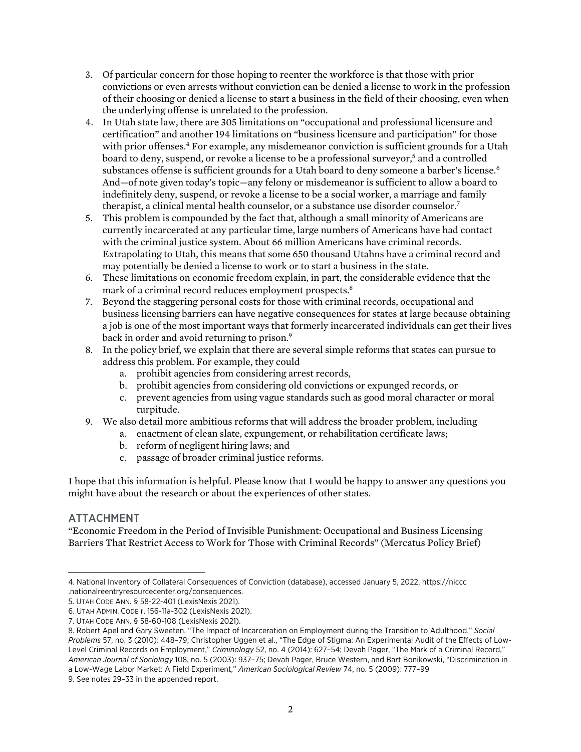3. Of particular concern for those hoping to reenter the workforce is that those with prior convictions or even arrests without conviction can be denied a license to work in the profession of their choosing or denied a license to start a business in the field of their choosing, even when the underlying offense is unrelated to the profession.
4. In Utah state law, there are 305 limitations on "occupational and professional licensure and certification" and another 194 limitations on "business licensure and participation" for those with prior offenses.[4] For example, any misdemeanor conviction is sufficient grounds for a Utah board to deny, suspend, or revoke a license to be a professional surveyor,[5] and a controlled substances offense is sufficient grounds for a Utah board to deny someone a barber's license.[6] And—of note given today's topic—any felony or misdemeanor is sufficient to allow a board to indefinitely deny, suspend, or revoke a license to be a social worker, a marriage and family therapist, a clinical mental health counselor, or a substance use disorder counselor.[7]
5. This problem is compounded by the fact that, although a small minority of Americans are currently incarcerated at any particular time, large numbers of Americans have had contact with the criminal justice system. About 66 million Americans have criminal records. Extrapolating to Utah, this means that some 650 thousand Utahns have a criminal record and may potentially be denied a license to work or to start a business in the state.
6. These limitations on economic freedom explain, in part, the considerable evidence that the mark of a criminal record reduces employment prospects.[8]
7. Beyond the staggering personal costs for those with criminal records, occupational and business licensing barriers can have negative consequences for states at large because obtaining a job is one of the most important ways that formerly incarcerated individuals can get their lives back in order and avoid returning to prison.[9]
8. In the policy brief, we explain that there are several simple reforms that states can pursue to address this problem. For example, they could
   a. prohibit agencies from considering arrest records,
   b. prohibit agencies from considering old convictions or expunged records, or
   c. prevent agencies from using vague standards such as good moral character or moral turpitude.
9. We also detail more ambitious reforms that will address the broader problem, including
   a. enactment of clean slate, expungement, or rehabilitation certificate laws;
   b. reform of negligent hiring laws; and
   c. passage of broader criminal justice reforms.

I hope that this information is helpful. Please know that I would be happy to answer any questions you might have about the research or about the experiences of other states.

## ATTACHMENT

"Economic Freedom in the Period of Invisible Punishment: Occupational and Business Licensing Barriers That Restrict Access to Work for Those with Criminal Records" (Mercatus Policy Brief)

---

4. National Inventory of Collateral Consequences of Conviction (database), accessed January 5, 2022, https://niccc.nationalreentryresourcecenter.org/consequences.
5. UTAH CODE ANN. § 58-22-401 (LexisNexis 2021).
6. UTAH ADMIN. CODE r. 156-11a-302 (LexisNexis 2021).
7. UTAH CODE ANN. § 58-60-108 (LexisNexis 2021).
8. Robert Apel and Gary Sweeten, "The Impact of Incarceration on Employment during the Transition to Adulthood," *Social Problems* 57, no. 3 (2010): 448–79; Christopher Uggen et al., "The Edge of Stigma: An Experimental Audit of the Effects of Low-Level Criminal Records on Employment," *Criminology* 52, no. 4 (2014): 627–54; Devah Pager, "The Mark of a Criminal Record," *American Journal of Sociology* 108, no. 5 (2003): 937–75; Devah Pager, Bruce Western, and Bart Bonikowski, "Discrimination in a Low-Wage Labor Market: A Field Experiment," *American Sociological Review* 74, no. 5 (2009): 777–99
9. See notes 29–33 in the appended report.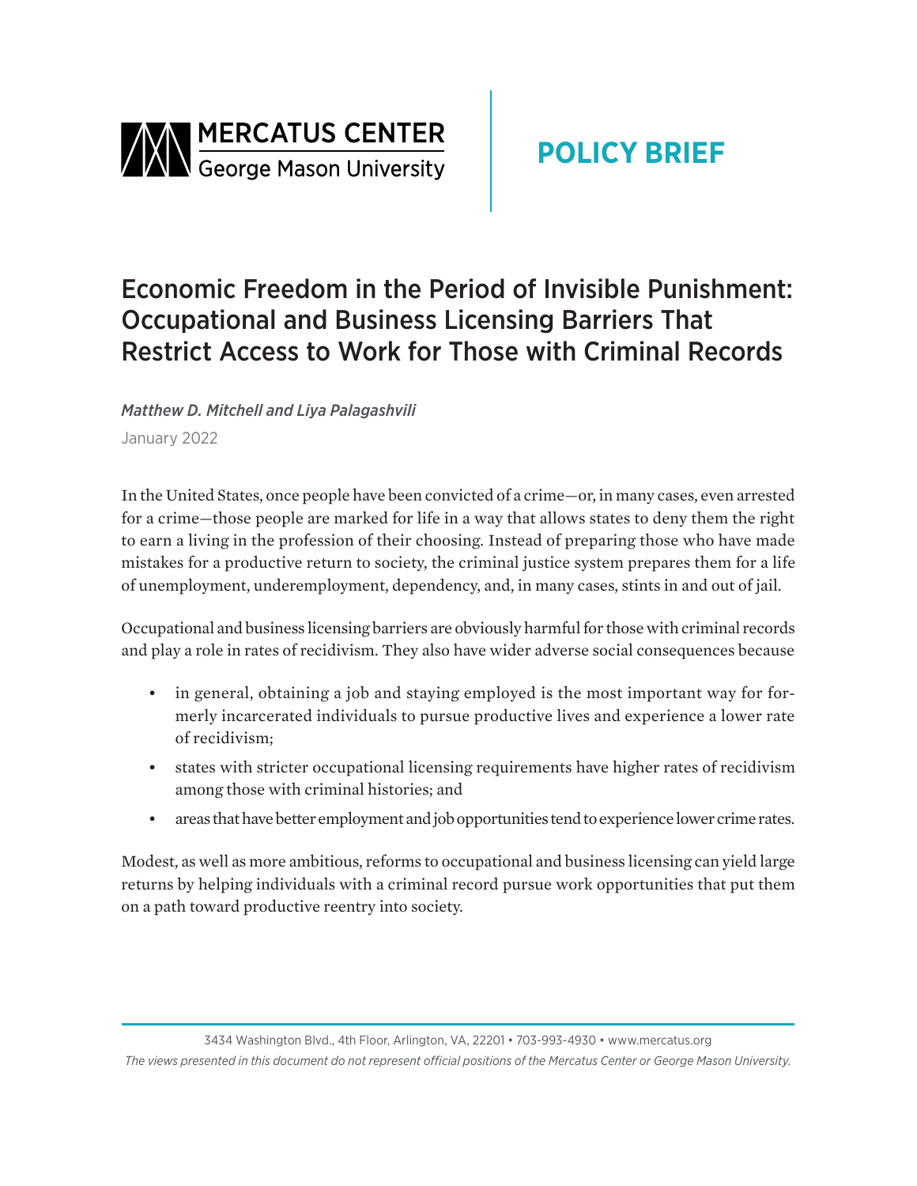MERCATUS CENTER
George Mason University

POLICY BRIEF

# Economic Freedom in the Period of Invisible Punishment: Occupational and Business Licensing Barriers That Restrict Access to Work for Those with Criminal Records

*Matthew D. Mitchell and Liya Palagashvili*

January 2022

In the United States, once people have been convicted of a crime—or, in many cases, even arrested for a crime—those people are marked for life in a way that allows states to deny them the right to earn a living in the profession of their choosing. Instead of preparing those who have made mistakes for a productive return to society, the criminal justice system prepares them for a life of unemployment, underemployment, dependency, and, in many cases, stints in and out of jail.

Occupational and business licensing barriers are obviously harmful for those with criminal records and play a role in rates of recidivism. They also have wider adverse social consequences because

- in general, obtaining a job and staying employed is the most important way for formerly incarcerated individuals to pursue productive lives and experience a lower rate of recidivism;
- states with stricter occupational licensing requirements have higher rates of recidivism among those with criminal histories; and
- areas that have better employment and job opportunities tend to experience lower crime rates.

Modest, as well as more ambitious, reforms to occupational and business licensing can yield large returns by helping individuals with a criminal record pursue work opportunities that put them on a path toward productive reentry into society.

3434 Washington Blvd., 4th Floor, Arlington, VA, 22201 • 703-993-4930 • www.mercatus.org

*The views presented in this document do not represent official positions of the Mercatus Center or George Mason University.*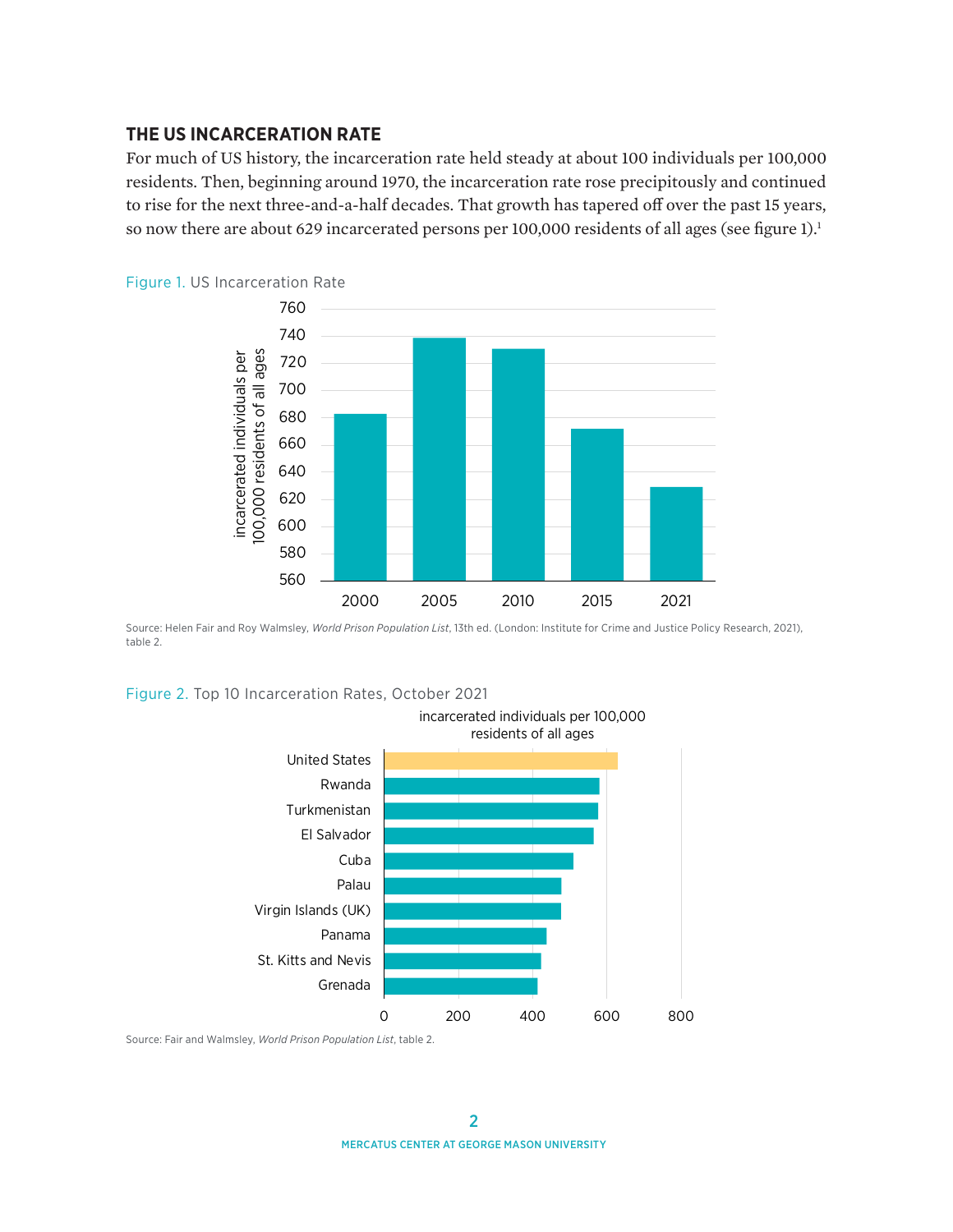### THE US INCARCERATION RATE

For much of US history, the incarceration rate held steady at about 100 individuals per 100,000 residents. Then, beginning around 1970, the incarceration rate rose precipitously and continued to rise for the next three-and-a-half decades. That growth has tapered off over the past 15 years, so now there are about 629 incarcerated persons per 100,000 residents of all ages (see figure 1).[1]

Figure 1. US Incarceration Rate

Source: Helen Fair and Roy Walmsley, *World Prison Population List*, 13th ed. (London: Institute for Crime and Justice Policy Research, 2021), table 2.

Figure 2. Top 10 Incarceration Rates, October 2021

Source: Fair and Walmsley, *World Prison Population List*, table 2.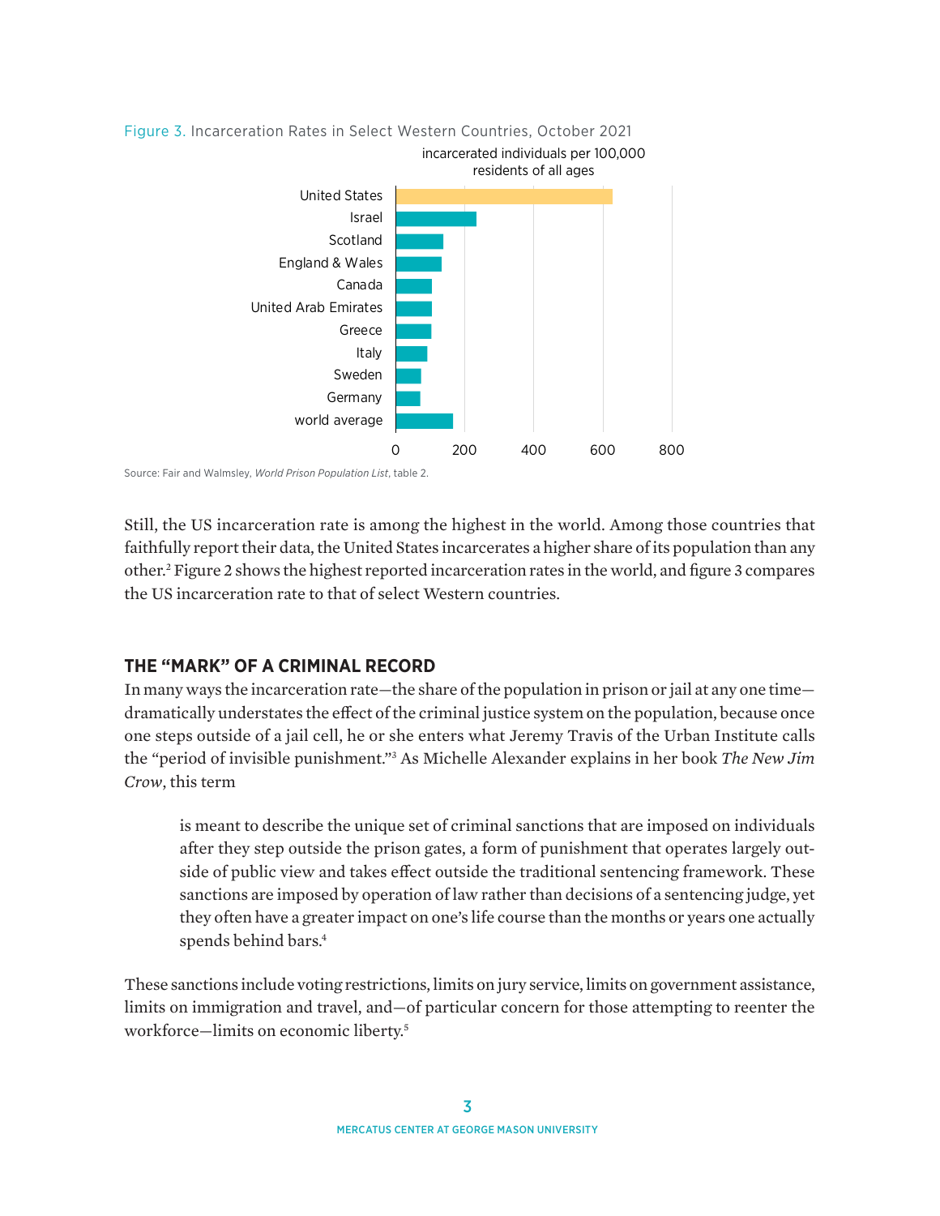Figure 3. Incarceration Rates in Select Western Countries, October 2021

incarcerated individuals per 100,000 residents of all ages

United States
Israel
Scotland
England & Wales
Canada
United Arab Emirates
Greece
Italy
Sweden
Germany
world average

0 200 400 600 800

Source: Fair and Walmsley, *World Prison Population List*, table 2.

Still, the US incarceration rate is among the highest in the world. Among those countries that faithfully report their data, the United States incarcerates a higher share of its population than any other.[2] Figure 2 shows the highest reported incarceration rates in the world, and figure 3 compares the US incarceration rate to that of select Western countries.

## THE "MARK" OF A CRIMINAL RECORD

In many ways the incarceration rate—the share of the population in prison or jail at any one time—dramatically understates the effect of the criminal justice system on the population, because once one steps outside of a jail cell, he or she enters what Jeremy Travis of the Urban Institute calls the "period of invisible punishment."[3] As Michelle Alexander explains in her book *The New Jim Crow*, this term

> is meant to describe the unique set of criminal sanctions that are imposed on individuals after they step outside the prison gates, a form of punishment that operates largely outside of public view and takes effect outside the traditional sentencing framework. These sanctions are imposed by operation of law rather than decisions of a sentencing judge, yet they often have a greater impact on one's life course than the months or years one actually spends behind bars.[4]

These sanctions include voting restrictions, limits on jury service, limits on government assistance, limits on immigration and travel, and—of particular concern for those attempting to reenter the workforce—limits on economic liberty.[5]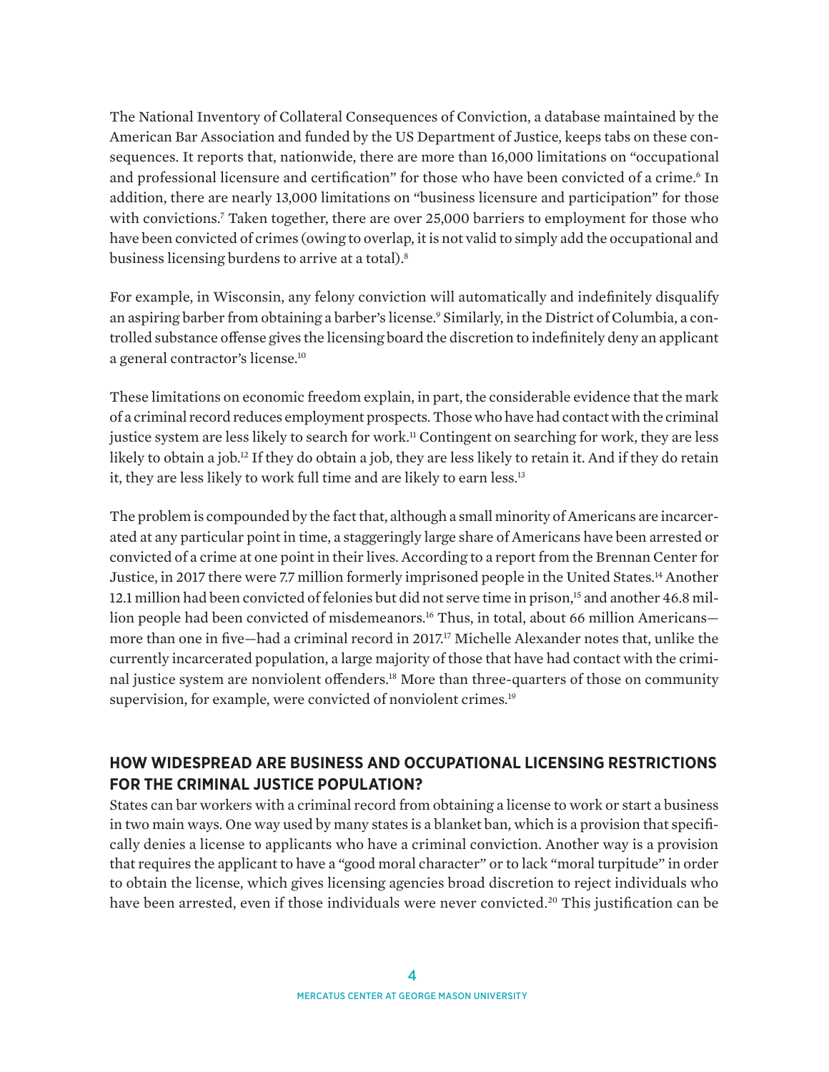The National Inventory of Collateral Consequences of Conviction, a database maintained by the American Bar Association and funded by the US Department of Justice, keeps tabs on these consequences. It reports that, nationwide, there are more than 16,000 limitations on "occupational and professional licensure and certification" for those who have been convicted of a crime.[6] In addition, there are nearly 13,000 limitations on "business licensure and participation" for those with convictions.[7] Taken together, there are over 25,000 barriers to employment for those who have been convicted of crimes (owing to overlap, it is not valid to simply add the occupational and business licensing burdens to arrive at a total).[8]

For example, in Wisconsin, any felony conviction will automatically and indefinitely disqualify an aspiring barber from obtaining a barber's license.[9] Similarly, in the District of Columbia, a controlled substance offense gives the licensing board the discretion to indefinitely deny an applicant a general contractor's license.[10]

These limitations on economic freedom explain, in part, the considerable evidence that the mark of a criminal record reduces employment prospects. Those who have had contact with the criminal justice system are less likely to search for work.[11] Contingent on searching for work, they are less likely to obtain a job.[12] If they do obtain a job, they are less likely to retain it. And if they do retain it, they are less likely to work full time and are likely to earn less.[13]

The problem is compounded by the fact that, although a small minority of Americans are incarcerated at any particular point in time, a staggeringly large share of Americans have been arrested or convicted of a crime at one point in their lives. According to a report from the Brennan Center for Justice, in 2017 there were 7.7 million formerly imprisoned people in the United States.[14] Another 12.1 million had been convicted of felonies but did not serve time in prison,[15] and another 46.8 million people had been convicted of misdemeanors.[16] Thus, in total, about 66 million Americans—more than one in five—had a criminal record in 2017.[17] Michelle Alexander notes that, unlike the currently incarcerated population, a large majority of those that have had contact with the criminal justice system are nonviolent offenders.[18] More than three-quarters of those on community supervision, for example, were convicted of nonviolent crimes.[19]

## HOW WIDESPREAD ARE BUSINESS AND OCCUPATIONAL LICENSING RESTRICTIONS FOR THE CRIMINAL JUSTICE POPULATION?

States can bar workers with a criminal record from obtaining a license to work or start a business in two main ways. One way used by many states is a blanket ban, which is a provision that specifically denies a license to applicants who have a criminal conviction. Another way is a provision that requires the applicant to have a "good moral character" or to lack "moral turpitude" in order to obtain the license, which gives licensing agencies broad discretion to reject individuals who have been arrested, even if those individuals were never convicted.[20] This justification can be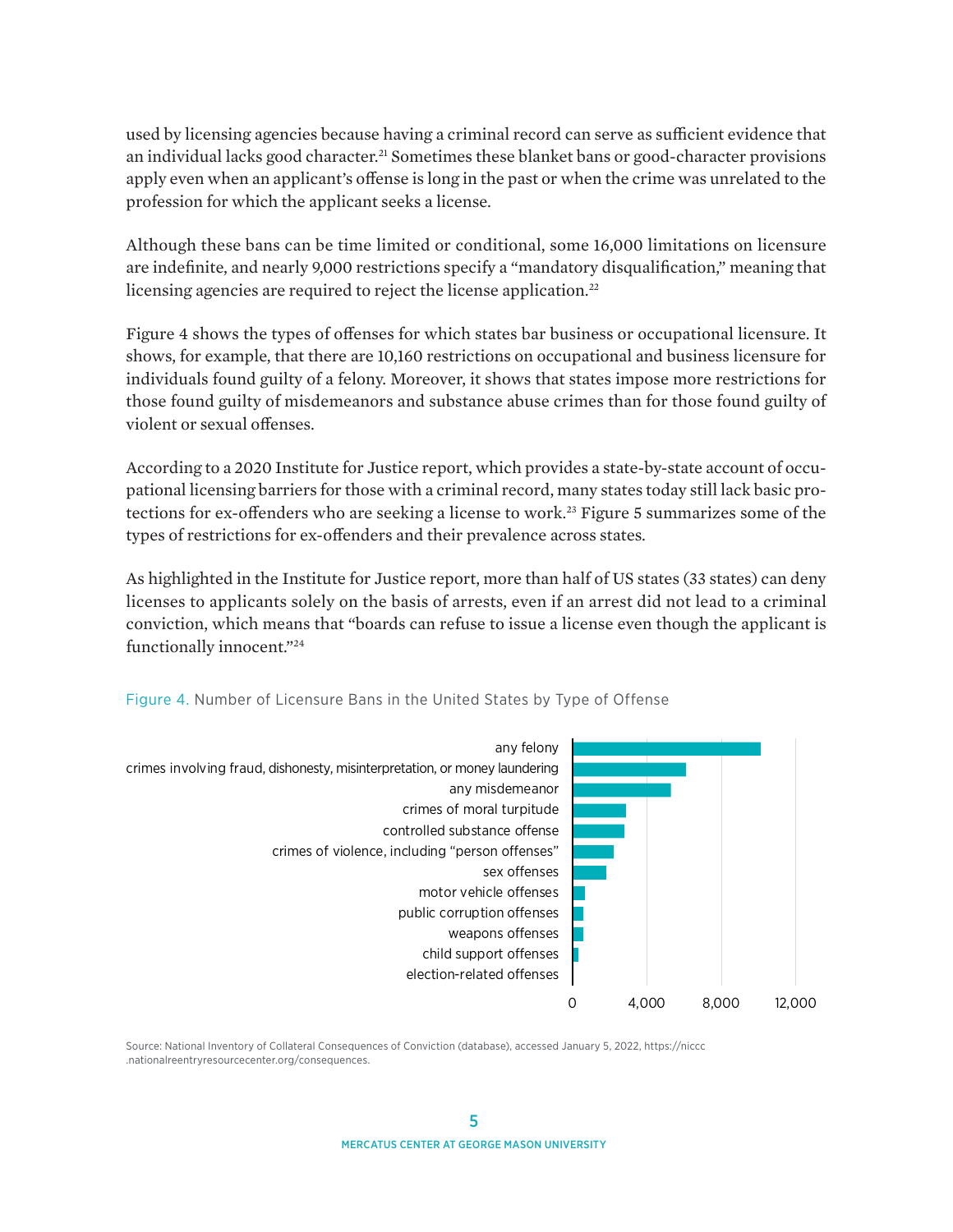used by licensing agencies because having a criminal record can serve as sufficient evidence that an individual lacks good character.[21] Sometimes these blanket bans or good-character provisions apply even when an applicant's offense is long in the past or when the crime was unrelated to the profession for which the applicant seeks a license.

Although these bans can be time limited or conditional, some 16,000 limitations on licensure are indefinite, and nearly 9,000 restrictions specify a "mandatory disqualification," meaning that licensing agencies are required to reject the license application.[22]

Figure 4 shows the types of offenses for which states bar business or occupational licensure. It shows, for example, that there are 10,160 restrictions on occupational and business licensure for individuals found guilty of a felony. Moreover, it shows that states impose more restrictions for those found guilty of misdemeanors and substance abuse crimes than for those found guilty of violent or sexual offenses.

According to a 2020 Institute for Justice report, which provides a state-by-state account of occupational licensing barriers for those with a criminal record, many states today still lack basic protections for ex-offenders who are seeking a license to work.[23] Figure 5 summarizes some of the types of restrictions for ex-offenders and their prevalence across states.

As highlighted in the Institute for Justice report, more than half of US states (33 states) can deny licenses to applicants solely on the basis of arrests, even if an arrest did not lead to a criminal conviction, which means that "boards can refuse to issue a license even though the applicant is functionally innocent."[24]

Figure 4. Number of Licensure Bans in the United States by Type of Offense

Categories shown (horizontal bar chart, axis 0 to 12,000): any felony; crimes involving fraud, dishonesty, misinterpretation, or money laundering; any misdemeanor; crimes of moral turpitude; controlled substance offense; crimes of violence, including "person offenses"; sex offenses; motor vehicle offenses; public corruption offenses; weapons offenses; child support offenses; election-related offenses.

Source: National Inventory of Collateral Consequences of Conviction (database), accessed January 5, 2022, https://niccc.nationalreentryresourcecenter.org/consequences.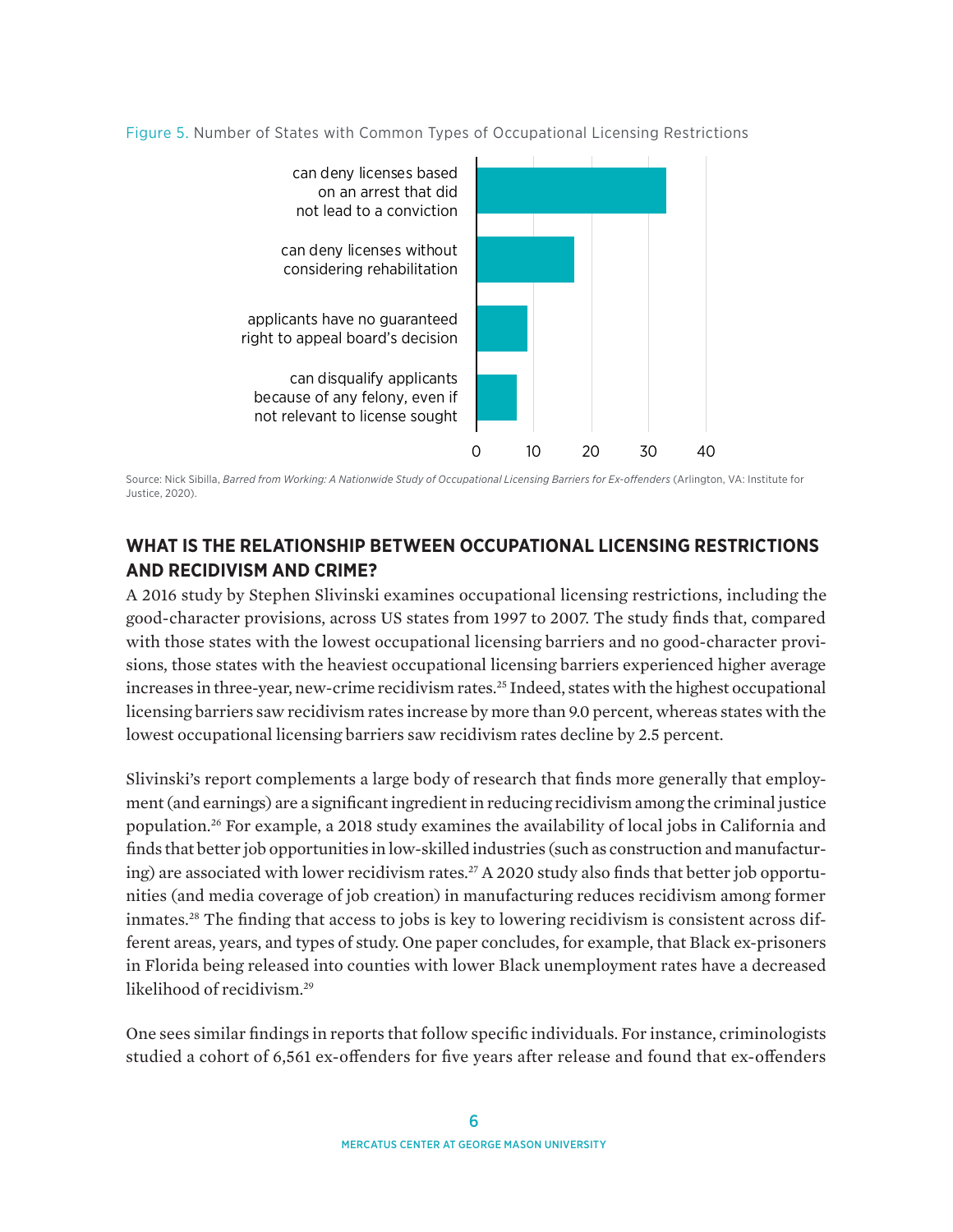Figure 5. Number of States with Common Types of Occupational Licensing Restrictions

Source: Nick Sibilla, *Barred from Working: A Nationwide Study of Occupational Licensing Barriers for Ex-offenders* (Arlington, VA: Institute for Justice, 2020).

## WHAT IS THE RELATIONSHIP BETWEEN OCCUPATIONAL LICENSING RESTRICTIONS AND RECIDIVISM AND CRIME?

A 2016 study by Stephen Slivinski examines occupational licensing restrictions, including the good-character provisions, across US states from 1997 to 2007. The study finds that, compared with those states with the lowest occupational licensing barriers and no good-character provisions, those states with the heaviest occupational licensing barriers experienced higher average increases in three-year, new-crime recidivism rates.[25] Indeed, states with the highest occupational licensing barriers saw recidivism rates increase by more than 9.0 percent, whereas states with the lowest occupational licensing barriers saw recidivism rates decline by 2.5 percent.

Slivinski's report complements a large body of research that finds more generally that employment (and earnings) are a significant ingredient in reducing recidivism among the criminal justice population.[26] For example, a 2018 study examines the availability of local jobs in California and finds that better job opportunities in low-skilled industries (such as construction and manufacturing) are associated with lower recidivism rates.[27] A 2020 study also finds that better job opportunities (and media coverage of job creation) in manufacturing reduces recidivism among former inmates.[28] The finding that access to jobs is key to lowering recidivism is consistent across different areas, years, and types of study. One paper concludes, for example, that Black ex-prisoners in Florida being released into counties with lower Black unemployment rates have a decreased likelihood of recidivism.[29]

One sees similar findings in reports that follow specific individuals. For instance, criminologists studied a cohort of 6,561 ex-offenders for five years after release and found that ex-offenders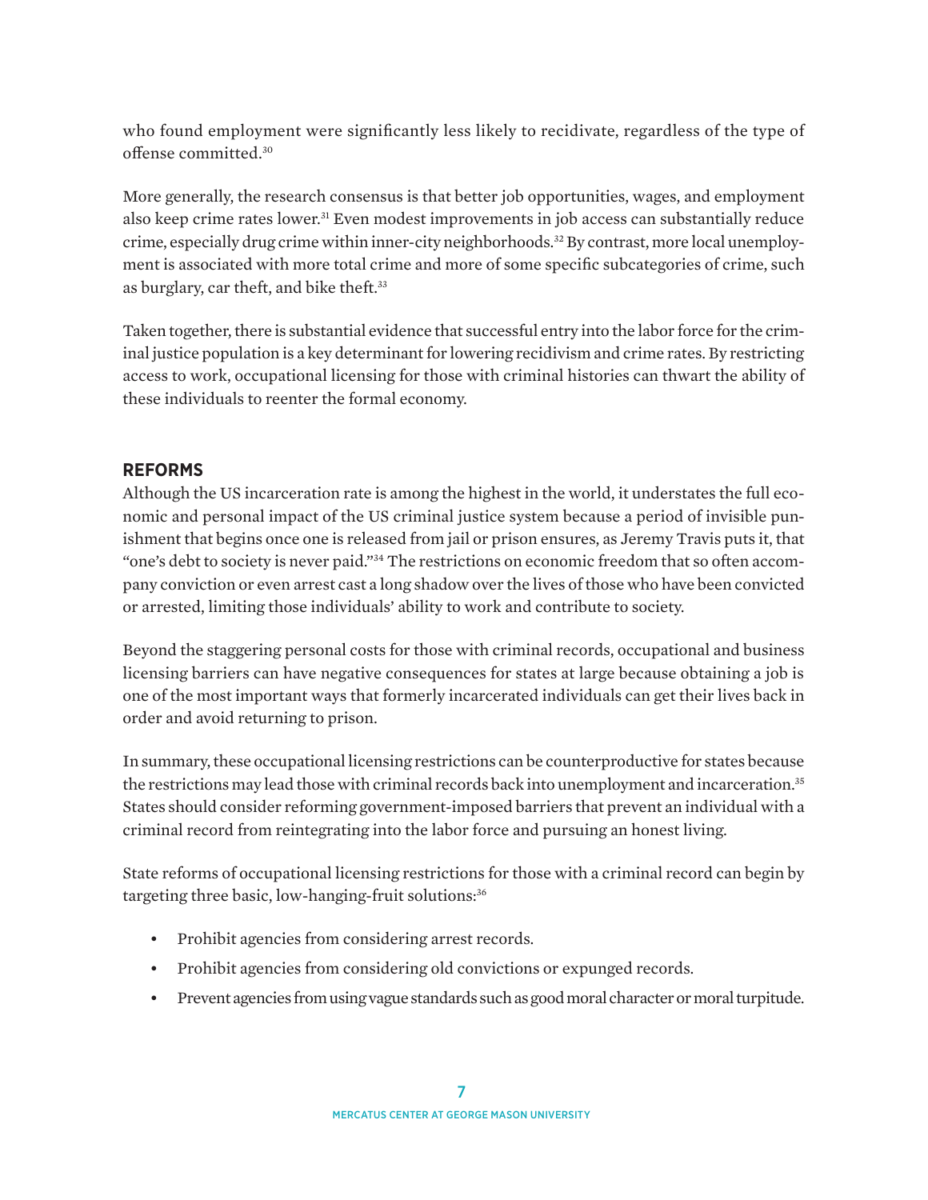who found employment were significantly less likely to recidivate, regardless of the type of offense committed.[30]

More generally, the research consensus is that better job opportunities, wages, and employment also keep crime rates lower.[31] Even modest improvements in job access can substantially reduce crime, especially drug crime within inner-city neighborhoods.[32] By contrast, more local unemployment is associated with more total crime and more of some specific subcategories of crime, such as burglary, car theft, and bike theft.[33]

Taken together, there is substantial evidence that successful entry into the labor force for the criminal justice population is a key determinant for lowering recidivism and crime rates. By restricting access to work, occupational licensing for those with criminal histories can thwart the ability of these individuals to reenter the formal economy.

## REFORMS

Although the US incarceration rate is among the highest in the world, it understates the full economic and personal impact of the US criminal justice system because a period of invisible punishment that begins once one is released from jail or prison ensures, as Jeremy Travis puts it, that "one's debt to society is never paid."[34] The restrictions on economic freedom that so often accompany conviction or even arrest cast a long shadow over the lives of those who have been convicted or arrested, limiting those individuals' ability to work and contribute to society.

Beyond the staggering personal costs for those with criminal records, occupational and business licensing barriers can have negative consequences for states at large because obtaining a job is one of the most important ways that formerly incarcerated individuals can get their lives back in order and avoid returning to prison.

In summary, these occupational licensing restrictions can be counterproductive for states because the restrictions may lead those with criminal records back into unemployment and incarceration.[35] States should consider reforming government-imposed barriers that prevent an individual with a criminal record from reintegrating into the labor force and pursuing an honest living.

State reforms of occupational licensing restrictions for those with a criminal record can begin by targeting three basic, low-hanging-fruit solutions:[36]

- Prohibit agencies from considering arrest records.
- Prohibit agencies from considering old convictions or expunged records.
- Prevent agencies from using vague standards such as good moral character or moral turpitude.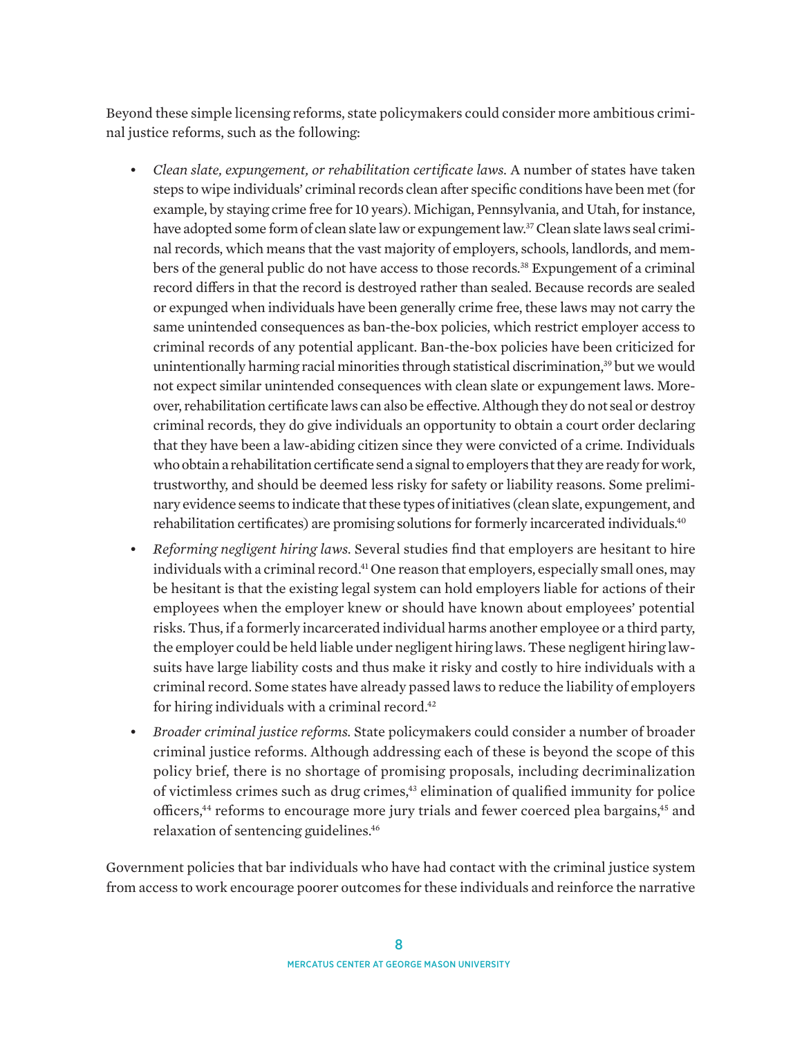Beyond these simple licensing reforms, state policymakers could consider more ambitious criminal justice reforms, such as the following:

- *Clean slate, expungement, or rehabilitation certificate laws.* A number of states have taken steps to wipe individuals' criminal records clean after specific conditions have been met (for example, by staying crime free for 10 years). Michigan, Pennsylvania, and Utah, for instance, have adopted some form of clean slate law or expungement law.[37] Clean slate laws seal criminal records, which means that the vast majority of employers, schools, landlords, and members of the general public do not have access to those records.[38] Expungement of a criminal record differs in that the record is destroyed rather than sealed. Because records are sealed or expunged when individuals have been generally crime free, these laws may not carry the same unintended consequences as ban-the-box policies, which restrict employer access to criminal records of any potential applicant. Ban-the-box policies have been criticized for unintentionally harming racial minorities through statistical discrimination,[39] but we would not expect similar unintended consequences with clean slate or expungement laws. Moreover, rehabilitation certificate laws can also be effective. Although they do not seal or destroy criminal records, they do give individuals an opportunity to obtain a court order declaring that they have been a law-abiding citizen since they were convicted of a crime. Individuals who obtain a rehabilitation certificate send a signal to employers that they are ready for work, trustworthy, and should be deemed less risky for safety or liability reasons. Some preliminary evidence seems to indicate that these types of initiatives (clean slate, expungement, and rehabilitation certificates) are promising solutions for formerly incarcerated individuals.[40]
- *Reforming negligent hiring laws.* Several studies find that employers are hesitant to hire individuals with a criminal record.[41] One reason that employers, especially small ones, may be hesitant is that the existing legal system can hold employers liable for actions of their employees when the employer knew or should have known about employees' potential risks. Thus, if a formerly incarcerated individual harms another employee or a third party, the employer could be held liable under negligent hiring laws. These negligent hiring lawsuits have large liability costs and thus make it risky and costly to hire individuals with a criminal record. Some states have already passed laws to reduce the liability of employers for hiring individuals with a criminal record.[42]
- *Broader criminal justice reforms.* State policymakers could consider a number of broader criminal justice reforms. Although addressing each of these is beyond the scope of this policy brief, there is no shortage of promising proposals, including decriminalization of victimless crimes such as drug crimes,[43] elimination of qualified immunity for police officers,[44] reforms to encourage more jury trials and fewer coerced plea bargains,[45] and relaxation of sentencing guidelines.[46]

Government policies that bar individuals who have had contact with the criminal justice system from access to work encourage poorer outcomes for these individuals and reinforce the narrative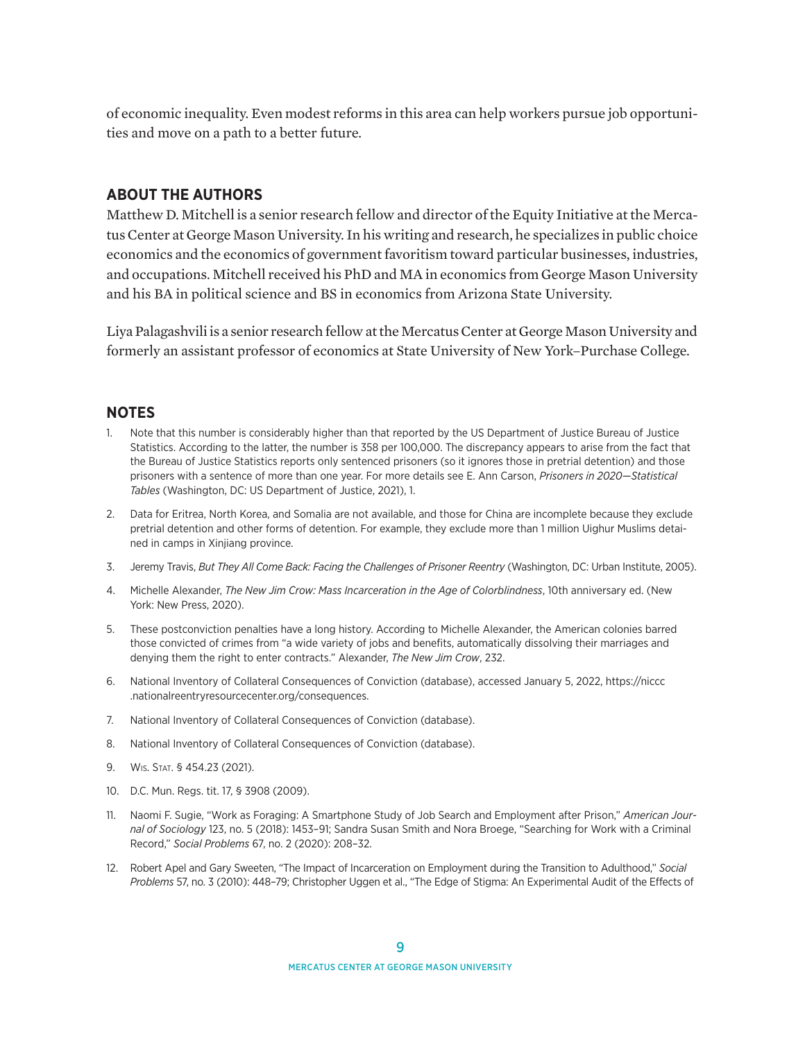of economic inequality. Even modest reforms in this area can help workers pursue job opportunities and move on a path to a better future.

## ABOUT THE AUTHORS

Matthew D. Mitchell is a senior research fellow and director of the Equity Initiative at the Mercatus Center at George Mason University. In his writing and research, he specializes in public choice economics and the economics of government favoritism toward particular businesses, industries, and occupations. Mitchell received his PhD and MA in economics from George Mason University and his BA in political science and BS in economics from Arizona State University.

Liya Palagashvili is a senior research fellow at the Mercatus Center at George Mason University and formerly an assistant professor of economics at State University of New York–Purchase College.

## NOTES

1. Note that this number is considerably higher than that reported by the US Department of Justice Bureau of Justice Statistics. According to the latter, the number is 358 per 100,000. The discrepancy appears to arise from the fact that the Bureau of Justice Statistics reports only sentenced prisoners (so it ignores those in pretrial detention) and those prisoners with a sentence of more than one year. For more details see E. Ann Carson, *Prisoners in 2020—Statistical Tables* (Washington, DC: US Department of Justice, 2021), 1.
2. Data for Eritrea, North Korea, and Somalia are not available, and those for China are incomplete because they exclude pretrial detention and other forms of detention. For example, they exclude more than 1 million Uighur Muslims detained in camps in Xinjiang province.
3. Jeremy Travis, *But They All Come Back: Facing the Challenges of Prisoner Reentry* (Washington, DC: Urban Institute, 2005).
4. Michelle Alexander, *The New Jim Crow: Mass Incarceration in the Age of Colorblindness*, 10th anniversary ed. (New York: New Press, 2020).
5. These postconviction penalties have a long history. According to Michelle Alexander, the American colonies barred those convicted of crimes from "a wide variety of jobs and benefits, automatically dissolving their marriages and denying them the right to enter contracts." Alexander, *The New Jim Crow*, 232.
6. National Inventory of Collateral Consequences of Conviction (database), accessed January 5, 2022, https://niccc.nationalreentryresourcecenter.org/consequences.
7. National Inventory of Collateral Consequences of Conviction (database).
8. National Inventory of Collateral Consequences of Conviction (database).
9. Wis. Stat. § 454.23 (2021).
10. D.C. Mun. Regs. tit. 17, § 3908 (2009).
11. Naomi F. Sugie, "Work as Foraging: A Smartphone Study of Job Search and Employment after Prison," *American Journal of Sociology* 123, no. 5 (2018): 1453–91; Sandra Susan Smith and Nora Broege, "Searching for Work with a Criminal Record," *Social Problems* 67, no. 2 (2020): 208–32.
12. Robert Apel and Gary Sweeten, "The Impact of Incarceration on Employment during the Transition to Adulthood," *Social Problems* 57, no. 3 (2010): 448–79; Christopher Uggen et al., "The Edge of Stigma: An Experimental Audit of the Effects of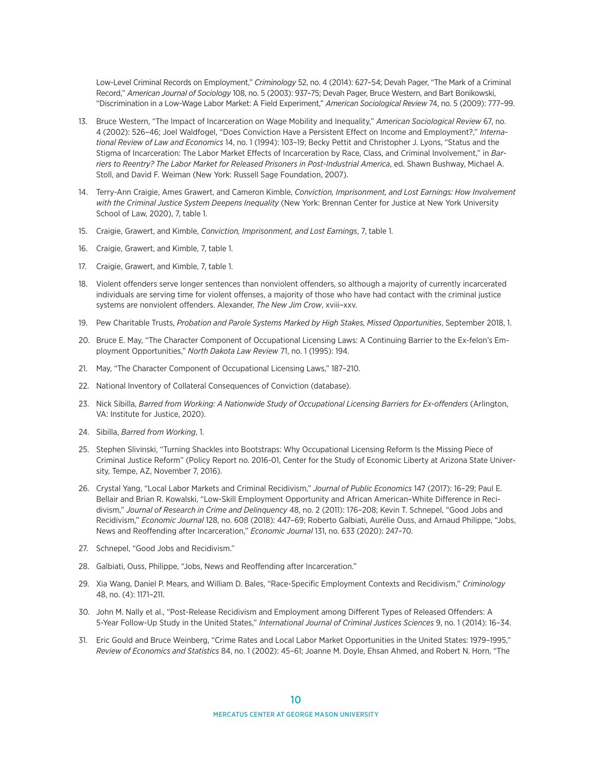Low-Level Criminal Records on Employment," *Criminology* 52, no. 4 (2014): 627–54; Devah Pager, "The Mark of a Criminal Record," *American Journal of Sociology* 108, no. 5 (2003): 937–75; Devah Pager, Bruce Western, and Bart Bonikowski, "Discrimination in a Low-Wage Labor Market: A Field Experiment," *American Sociological Review* 74, no. 5 (2009): 777–99.

13. Bruce Western, "The Impact of Incarceration on Wage Mobility and Inequality," *American Sociological Review* 67, no. 4 (2002): 526–46; Joel Waldfogel, "Does Conviction Have a Persistent Effect on Income and Employment?," *International Review of Law and Economics* 14, no. 1 (1994): 103–19; Becky Pettit and Christopher J. Lyons, "Status and the Stigma of Incarceration: The Labor Market Effects of Incarceration by Race, Class, and Criminal Involvement," in *Barriers to Reentry? The Labor Market for Released Prisoners in Post-Industrial America*, ed. Shawn Bushway, Michael A. Stoll, and David F. Weiman (New York: Russell Sage Foundation, 2007).

14. Terry-Ann Craigie, Ames Grawert, and Cameron Kimble, *Conviction, Imprisonment, and Lost Earnings: How Involvement with the Criminal Justice System Deepens Inequality* (New York: Brennan Center for Justice at New York University School of Law, 2020), 7, table 1.

15. Craigie, Grawert, and Kimble, *Conviction, Imprisonment, and Lost Earnings*, 7, table 1.

16. Craigie, Grawert, and Kimble, 7, table 1.

17. Craigie, Grawert, and Kimble, 7, table 1.

18. Violent offenders serve longer sentences than nonviolent offenders, so although a majority of currently incarcerated individuals are serving time for violent offenses, a majority of those who have had contact with the criminal justice systems are nonviolent offenders. Alexander, *The New Jim Crow*, xviii–xxv.

19. Pew Charitable Trusts, *Probation and Parole Systems Marked by High Stakes, Missed Opportunities*, September 2018, 1.

20. Bruce E. May, "The Character Component of Occupational Licensing Laws: A Continuing Barrier to the Ex-felon's Employment Opportunities," *North Dakota Law Review* 71, no. 1 (1995): 194.

21. May, "The Character Component of Occupational Licensing Laws," 187–210.

22. National Inventory of Collateral Consequences of Conviction (database).

23. Nick Sibilla, *Barred from Working: A Nationwide Study of Occupational Licensing Barriers for Ex-offenders* (Arlington, VA: Institute for Justice, 2020).

24. Sibilla, *Barred from Working*, 1.

25. Stephen Slivinski, "Turning Shackles into Bootstraps: Why Occupational Licensing Reform Is the Missing Piece of Criminal Justice Reform" (Policy Report no. 2016-01, Center for the Study of Economic Liberty at Arizona State University, Tempe, AZ, November 7, 2016).

26. Crystal Yang, "Local Labor Markets and Criminal Recidivism," *Journal of Public Economics* 147 (2017): 16–29; Paul E. Bellair and Brian R. Kowalski, "Low-Skill Employment Opportunity and African American–White Difference in Recidivism," *Journal of Research in Crime and Delinquency* 48, no. 2 (2011): 176–208; Kevin T. Schnepel, "Good Jobs and Recidivism," *Economic Journal* 128, no. 608 (2018): 447–69; Roberto Galbiati, Aurélie Ouss, and Arnaud Philippe, "Jobs, News and Reoffending after Incarceration," *Economic Journal* 131, no. 633 (2020): 247–70.

27. Schnepel, "Good Jobs and Recidivism."

28. Galbiati, Ouss, Philippe, "Jobs, News and Reoffending after Incarceration."

29. Xia Wang, Daniel P. Mears, and William D. Bales, "Race-Specific Employment Contexts and Recidivism," *Criminology* 48, no. (4): 1171–211.

30. John M. Nally et al., "Post-Release Recidivism and Employment among Different Types of Released Offenders: A 5-Year Follow-Up Study in the United States," *International Journal of Criminal Justices Sciences* 9, no. 1 (2014): 16–34.

31. Eric Gould and Bruce Weinberg, "Crime Rates and Local Labor Market Opportunities in the United States: 1979–1995," *Review of Economics and Statistics* 84, no. 1 (2002): 45–61; Joanne M. Doyle, Ehsan Ahmed, and Robert N. Horn, "The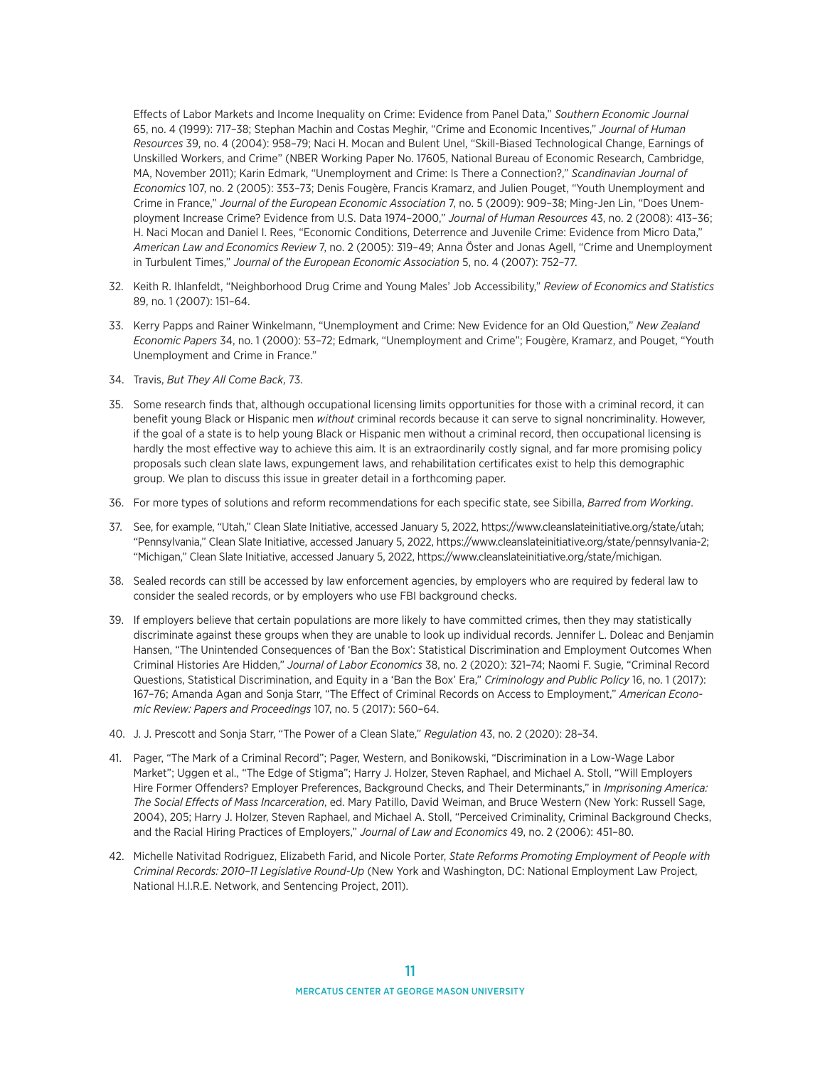Effects of Labor Markets and Income Inequality on Crime: Evidence from Panel Data," *Southern Economic Journal* 65, no. 4 (1999): 717–38; Stephan Machin and Costas Meghir, "Crime and Economic Incentives," *Journal of Human Resources* 39, no. 4 (2004): 958–79; Naci H. Mocan and Bulent Unel, "Skill-Biased Technological Change, Earnings of Unskilled Workers, and Crime" (NBER Working Paper No. 17605, National Bureau of Economic Research, Cambridge, MA, November 2011); Karin Edmark, "Unemployment and Crime: Is There a Connection?," *Scandinavian Journal of Economics* 107, no. 2 (2005): 353–73; Denis Fougère, Francis Kramarz, and Julien Pouget, "Youth Unemployment and Crime in France," *Journal of the European Economic Association* 7, no. 5 (2009): 909–38; Ming-Jen Lin, "Does Unemployment Increase Crime? Evidence from U.S. Data 1974–2000," *Journal of Human Resources* 43, no. 2 (2008): 413–36; H. Naci Mocan and Daniel I. Rees, "Economic Conditions, Deterrence and Juvenile Crime: Evidence from Micro Data," *American Law and Economics Review* 7, no. 2 (2005): 319–49; Anna Öster and Jonas Agell, "Crime and Unemployment in Turbulent Times," *Journal of the European Economic Association* 5, no. 4 (2007): 752–77.

32. Keith R. Ihlanfeldt, "Neighborhood Drug Crime and Young Males' Job Accessibility," *Review of Economics and Statistics* 89, no. 1 (2007): 151–64.

33. Kerry Papps and Rainer Winkelmann, "Unemployment and Crime: New Evidence for an Old Question," *New Zealand Economic Papers* 34, no. 1 (2000): 53–72; Edmark, "Unemployment and Crime"; Fougère, Kramarz, and Pouget, "Youth Unemployment and Crime in France."

34. Travis, *But They All Come Back*, 73.

35. Some research finds that, although occupational licensing limits opportunities for those with a criminal record, it can benefit young Black or Hispanic men *without* criminal records because it can serve to signal noncriminality. However, if the goal of a state is to help young Black or Hispanic men without a criminal record, then occupational licensing is hardly the most effective way to achieve this aim. It is an extraordinarily costly signal, and far more promising policy proposals such clean slate laws, expungement laws, and rehabilitation certificates exist to help this demographic group. We plan to discuss this issue in greater detail in a forthcoming paper.

36. For more types of solutions and reform recommendations for each specific state, see Sibilla, *Barred from Working*.

37. See, for example, "Utah," Clean Slate Initiative, accessed January 5, 2022, https://www.cleanslateinitiative.org/state/utah; "Pennsylvania," Clean Slate Initiative, accessed January 5, 2022, https://www.cleanslateinitiative.org/state/pennsylvania-2; "Michigan," Clean Slate Initiative, accessed January 5, 2022, https://www.cleanslateinitiative.org/state/michigan.

38. Sealed records can still be accessed by law enforcement agencies, by employers who are required by federal law to consider the sealed records, or by employers who use FBI background checks.

39. If employers believe that certain populations are more likely to have committed crimes, then they may statistically discriminate against these groups when they are unable to look up individual records. Jennifer L. Doleac and Benjamin Hansen, "The Unintended Consequences of 'Ban the Box': Statistical Discrimination and Employment Outcomes When Criminal Histories Are Hidden," *Journal of Labor Economics* 38, no. 2 (2020): 321–74; Naomi F. Sugie, "Criminal Record Questions, Statistical Discrimination, and Equity in a 'Ban the Box' Era," *Criminology and Public Policy* 16, no. 1 (2017): 167–76; Amanda Agan and Sonja Starr, "The Effect of Criminal Records on Access to Employment," *American Economic Review: Papers and Proceedings* 107, no. 5 (2017): 560–64.

40. J. J. Prescott and Sonja Starr, "The Power of a Clean Slate," *Regulation* 43, no. 2 (2020): 28–34.

41. Pager, "The Mark of a Criminal Record"; Pager, Western, and Bonikowski, "Discrimination in a Low-Wage Labor Market"; Uggen et al., "The Edge of Stigma"; Harry J. Holzer, Steven Raphael, and Michael A. Stoll, "Will Employers Hire Former Offenders? Employer Preferences, Background Checks, and Their Determinants," in *Imprisoning America: The Social Effects of Mass Incarceration*, ed. Mary Patillo, David Weiman, and Bruce Western (New York: Russell Sage, 2004), 205; Harry J. Holzer, Steven Raphael, and Michael A. Stoll, "Perceived Criminality, Criminal Background Checks, and the Racial Hiring Practices of Employers," *Journal of Law and Economics* 49, no. 2 (2006): 451–80.

42. Michelle Natividad Rodriguez, Elizabeth Farid, and Nicole Porter, *State Reforms Promoting Employment of People with Criminal Records: 2010–11 Legislative Round-Up* (New York and Washington, DC: National Employment Law Project, National H.I.R.E. Network, and Sentencing Project, 2011).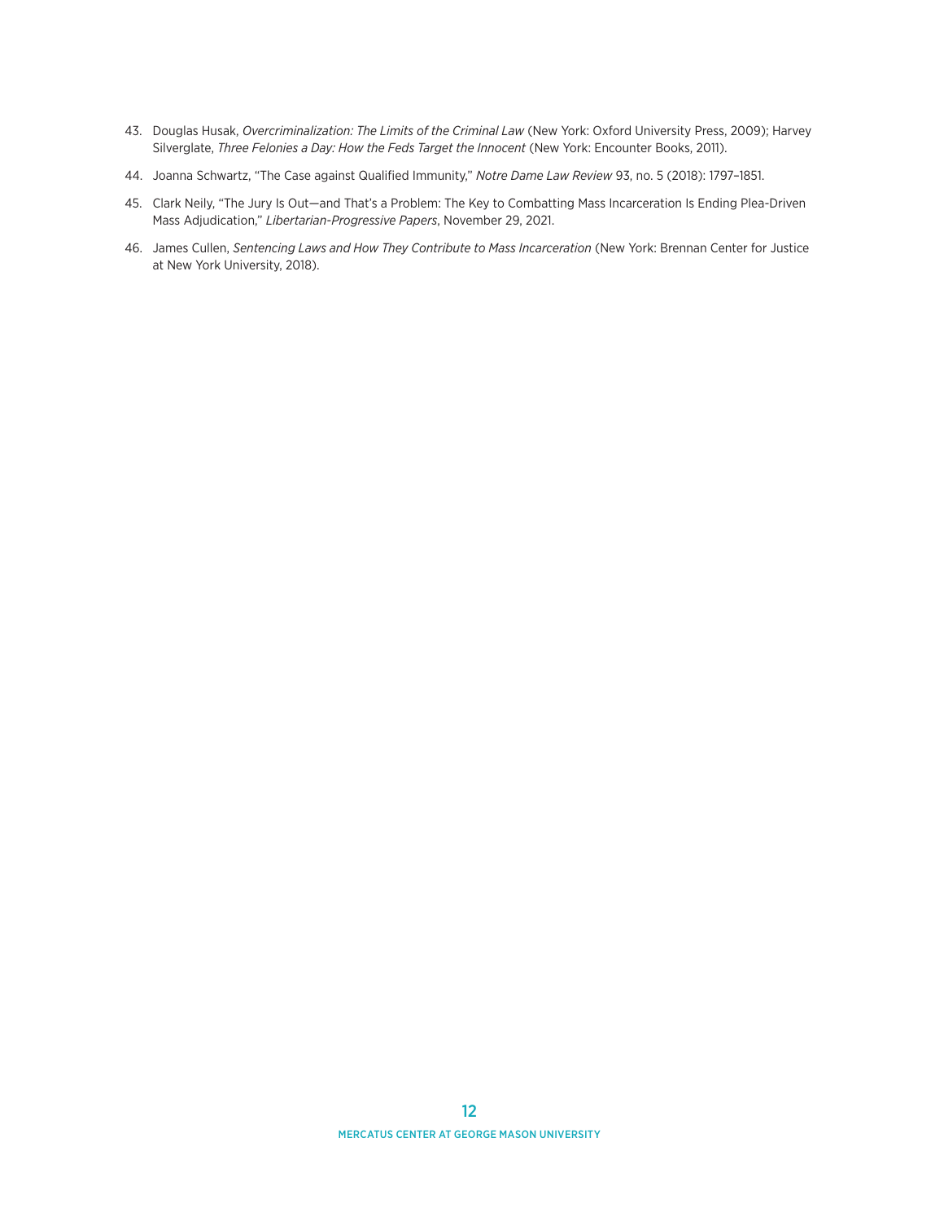43. Douglas Husak, *Overcriminalization: The Limits of the Criminal Law* (New York: Oxford University Press, 2009); Harvey Silverglate, *Three Felonies a Day: How the Feds Target the Innocent* (New York: Encounter Books, 2011).
44. Joanna Schwartz, "The Case against Qualified Immunity," *Notre Dame Law Review* 93, no. 5 (2018): 1797–1851.
45. Clark Neily, "The Jury Is Out—and That's a Problem: The Key to Combatting Mass Incarceration Is Ending Plea-Driven Mass Adjudication," *Libertarian-Progressive Papers*, November 29, 2021.
46. James Cullen, *Sentencing Laws and How They Contribute to Mass Incarceration* (New York: Brennan Center for Justice at New York University, 2018).